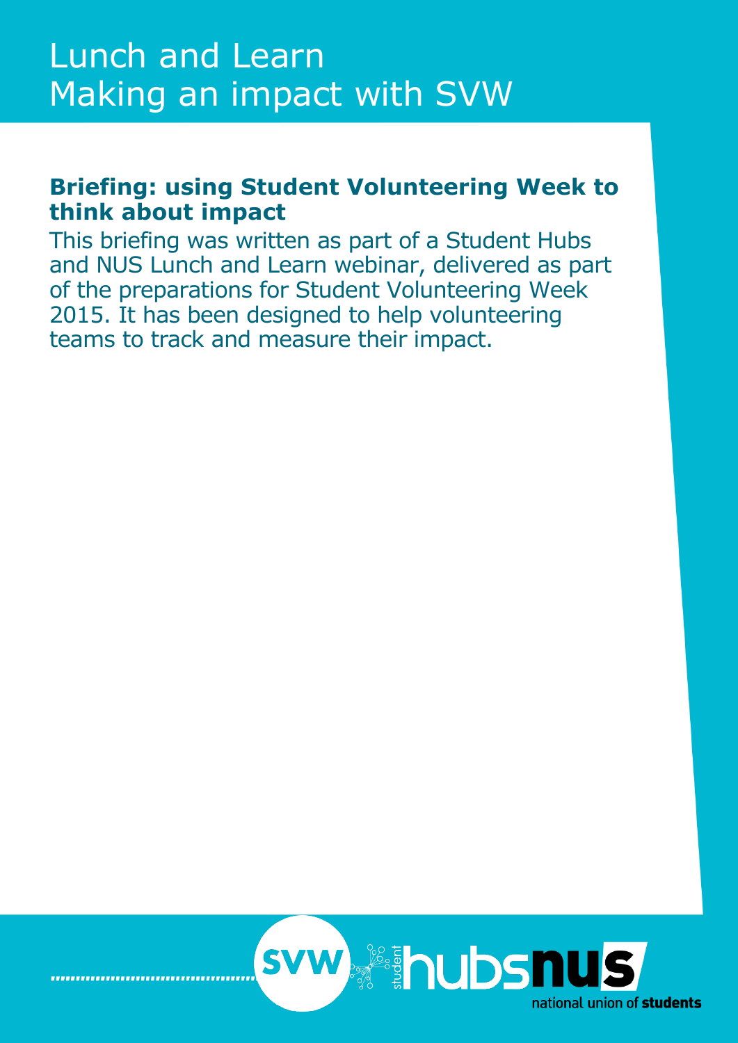# Lunch and Learn
# Making an impact with SVW

## Briefing: using Student Volunteering Week to think about impact

This briefing was written as part of a Student Hubs and NUS Lunch and Learn webinar, delivered as part of the preparations for Student Volunteering Week 2015. It has been designed to help volunteering teams to track and measure their impact.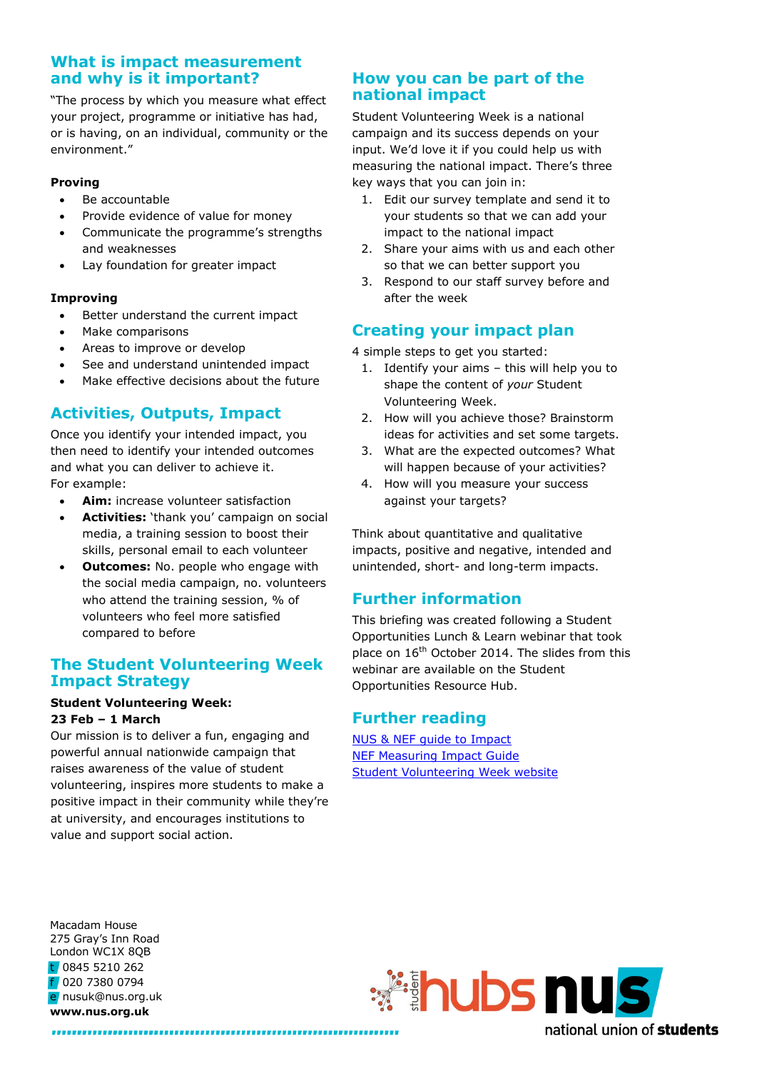## What is impact measurement and why is it important?

"The process by which you measure what effect your project, programme or initiative has had, or is having, on an individual, community or the environment."

**Proving**

- Be accountable
- Provide evidence of value for money
- Communicate the programme's strengths and weaknesses
- Lay foundation for greater impact

**Improving**

- Better understand the current impact
- Make comparisons
- Areas to improve or develop
- See and understand unintended impact
- Make effective decisions about the future

## Activities, Outputs, Impact

Once you identify your intended impact, you then need to identify your intended outcomes and what you can deliver to achieve it.
For example:

- **Aim:** increase volunteer satisfaction
- **Activities:** 'thank you' campaign on social media, a training session to boost their skills, personal email to each volunteer
- **Outcomes:** No. people who engage with the social media campaign, no. volunteers who attend the training session, % of volunteers who feel more satisfied compared to before

## The Student Volunteering Week Impact Strategy

**Student Volunteering Week:**
**23 Feb – 1 March**

Our mission is to deliver a fun, engaging and powerful annual nationwide campaign that raises awareness of the value of student volunteering, inspires more students to make a positive impact in their community while they're at university, and encourages institutions to value and support social action.

## How you can be part of the national impact

Student Volunteering Week is a national campaign and its success depends on your input. We'd love it if you could help us with measuring the national impact. There's three key ways that you can join in:

1. Edit our survey template and send it to your students so that we can add your impact to the national impact
2. Share your aims with us and each other so that we can better support you
3. Respond to our staff survey before and after the week

## Creating your impact plan

4 simple steps to get you started:

1. Identify your aims – this will help you to shape the content of *your* Student Volunteering Week.
2. How will you achieve those? Brainstorm ideas for activities and set some targets.
3. What are the expected outcomes? What will happen because of your activities?
4. How will you measure your success against your targets?

Think about quantitative and qualitative impacts, positive and negative, intended and unintended, short- and long-term impacts.

## Further information

This briefing was created following a Student Opportunities Lunch & Learn webinar that took place on 16th October 2014. The slides from this webinar are available on the Student Opportunities Resource Hub.

## Further reading

NUS & NEF guide to Impact
NEF Measuring Impact Guide
Student Volunteering Week website

Macadam House
275 Gray's Inn Road
London WC1X 8QB
t 0845 5210 262
f 020 7380 0794
e nusuk@nus.org.uk
**www.nus.org.uk**

student hubs nus national union of students